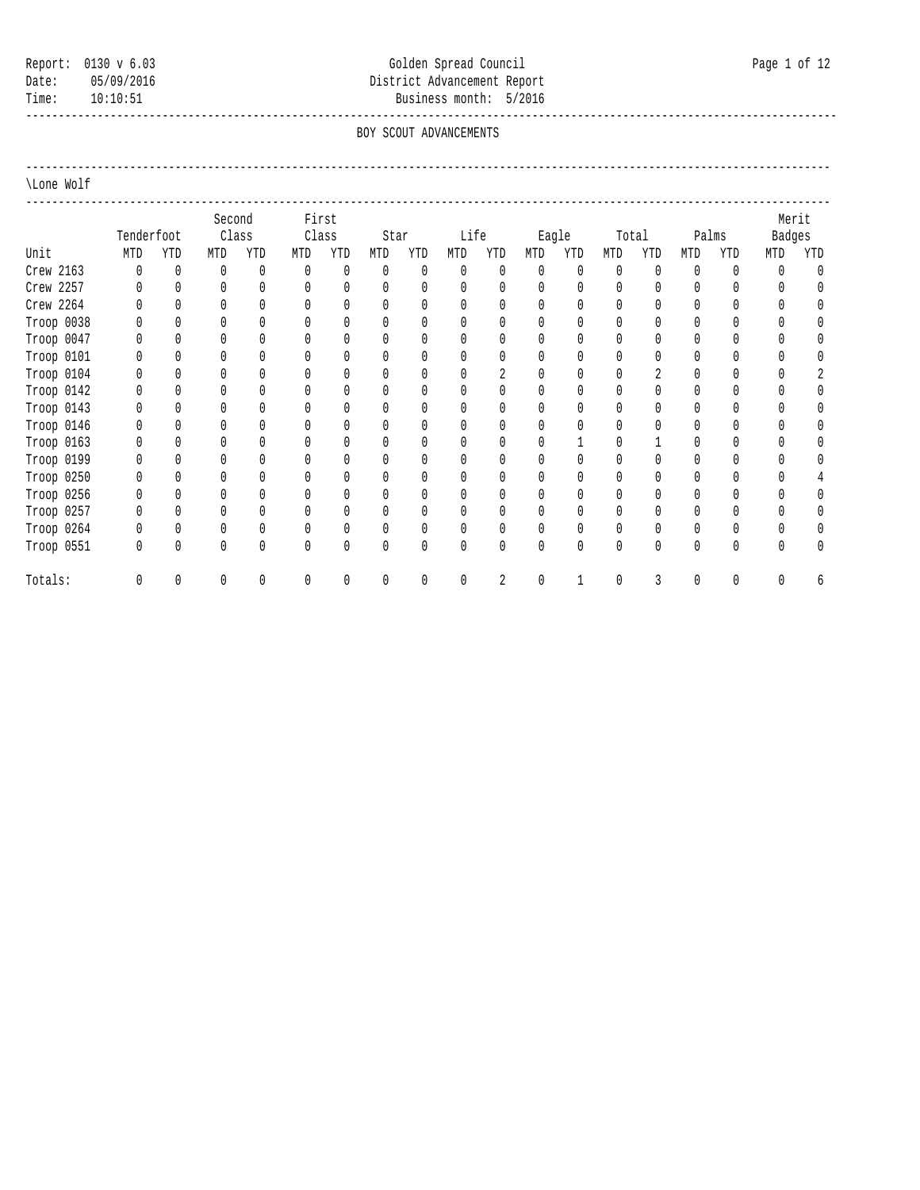Report: 0130 v 6.03
Date: 05/09/2016
Time: 10:10:51

# Golden Spread Council
## District Advancement Report
Business month: 5/2016

### BOY SCOUT ADVANCEMENTS

\Lone Wolf

| Unit | Tenderfoot | | Second Class | | First Class | | Star | | Life | | Eagle | | Total | | Palms | | Merit Badges | |
|---|---|---|---|---|---|---|---|---|---|---|---|---|---|---|---|---|---|---|
| | MTD | YTD | MTD | YTD | MTD | YTD | MTD | YTD | MTD | YTD | MTD | YTD | MTD | YTD | MTD | YTD | MTD | YTD |
| Crew 2163 | 0 | 0 | 0 | 0 | 0 | 0 | 0 | 0 | 0 | 0 | 0 | 0 | 0 | 0 | 0 | 0 | 0 | 0 |
| Crew 2257 | 0 | 0 | 0 | 0 | 0 | 0 | 0 | 0 | 0 | 0 | 0 | 0 | 0 | 0 | 0 | 0 | 0 | 0 |
| Crew 2264 | 0 | 0 | 0 | 0 | 0 | 0 | 0 | 0 | 0 | 0 | 0 | 0 | 0 | 0 | 0 | 0 | 0 | 0 |
| Troop 0038 | 0 | 0 | 0 | 0 | 0 | 0 | 0 | 0 | 0 | 0 | 0 | 0 | 0 | 0 | 0 | 0 | 0 | 0 |
| Troop 0047 | 0 | 0 | 0 | 0 | 0 | 0 | 0 | 0 | 0 | 0 | 0 | 0 | 0 | 0 | 0 | 0 | 0 | 0 |
| Troop 0101 | 0 | 0 | 0 | 0 | 0 | 0 | 0 | 0 | 0 | 0 | 0 | 0 | 0 | 0 | 0 | 0 | 0 | 0 |
| Troop 0104 | 0 | 0 | 0 | 0 | 0 | 0 | 0 | 0 | 0 | 2 | 0 | 0 | 0 | 2 | 0 | 0 | 0 | 2 |
| Troop 0142 | 0 | 0 | 0 | 0 | 0 | 0 | 0 | 0 | 0 | 0 | 0 | 0 | 0 | 0 | 0 | 0 | 0 | 0 |
| Troop 0143 | 0 | 0 | 0 | 0 | 0 | 0 | 0 | 0 | 0 | 0 | 0 | 0 | 0 | 0 | 0 | 0 | 0 | 0 |
| Troop 0146 | 0 | 0 | 0 | 0 | 0 | 0 | 0 | 0 | 0 | 0 | 0 | 0 | 0 | 0 | 0 | 0 | 0 | 0 |
| Troop 0163 | 0 | 0 | 0 | 0 | 0 | 0 | 0 | 0 | 0 | 0 | 0 | 1 | 0 | 1 | 0 | 0 | 0 | 0 |
| Troop 0199 | 0 | 0 | 0 | 0 | 0 | 0 | 0 | 0 | 0 | 0 | 0 | 0 | 0 | 0 | 0 | 0 | 0 | 0 |
| Troop 0250 | 0 | 0 | 0 | 0 | 0 | 0 | 0 | 0 | 0 | 0 | 0 | 0 | 0 | 0 | 0 | 0 | 0 | 4 |
| Troop 0256 | 0 | 0 | 0 | 0 | 0 | 0 | 0 | 0 | 0 | 0 | 0 | 0 | 0 | 0 | 0 | 0 | 0 | 0 |
| Troop 0257 | 0 | 0 | 0 | 0 | 0 | 0 | 0 | 0 | 0 | 0 | 0 | 0 | 0 | 0 | 0 | 0 | 0 | 0 |
| Troop 0264 | 0 | 0 | 0 | 0 | 0 | 0 | 0 | 0 | 0 | 0 | 0 | 0 | 0 | 0 | 0 | 0 | 0 | 0 |
| Troop 0551 | 0 | 0 | 0 | 0 | 0 | 0 | 0 | 0 | 0 | 0 | 0 | 0 | 0 | 0 | 0 | 0 | 0 | 0 |
| Totals: | 0 | 0 | 0 | 0 | 0 | 0 | 0 | 0 | 0 | 2 | 0 | 1 | 0 | 3 | 0 | 0 | 0 | 6 |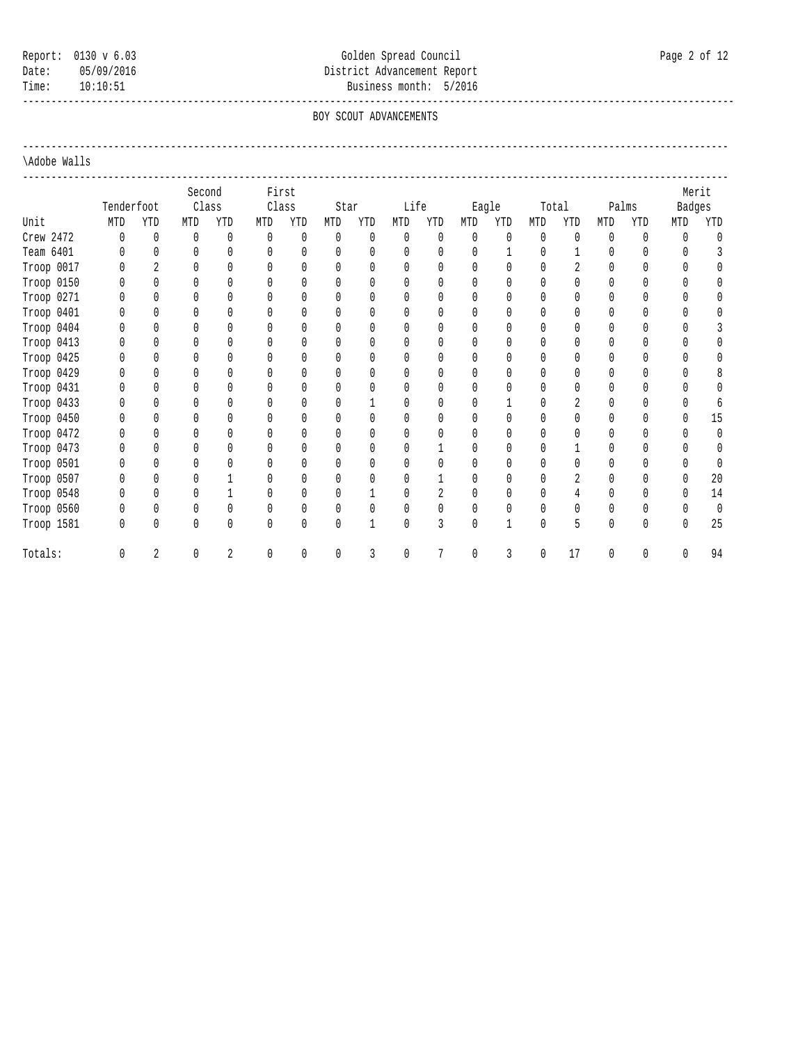Report: 0130 v 6.03
Date: 05/09/2016
Time: 10:10:51

# Golden Spread Council
## District Advancement Report
Business month: 5/2016

### BOY SCOUT ADVANCEMENTS

\Adobe Walls

| Unit | Tenderfoot | | Second Class | | First Class | | Star | | Life | | Eagle | | Total | | Palms | | Merit Badges | |
|---|---|---|---|---|---|---|---|---|---|---|---|---|---|---|---|---|---|---|
| | MTD | YTD | MTD | YTD | MTD | YTD | MTD | YTD | MTD | YTD | MTD | YTD | MTD | YTD | MTD | YTD | MTD | YTD |
| Crew 2472 | 0 | 0 | 0 | 0 | 0 | 0 | 0 | 0 | 0 | 0 | 0 | 0 | 0 | 0 | 0 | 0 | 0 | 0 |
| Team 6401 | 0 | 0 | 0 | 0 | 0 | 0 | 0 | 0 | 0 | 0 | 0 | 1 | 0 | 1 | 0 | 0 | 0 | 3 |
| Troop 0017 | 0 | 2 | 0 | 0 | 0 | 0 | 0 | 0 | 0 | 0 | 0 | 0 | 0 | 2 | 0 | 0 | 0 | 0 |
| Troop 0150 | 0 | 0 | 0 | 0 | 0 | 0 | 0 | 0 | 0 | 0 | 0 | 0 | 0 | 0 | 0 | 0 | 0 | 0 |
| Troop 0271 | 0 | 0 | 0 | 0 | 0 | 0 | 0 | 0 | 0 | 0 | 0 | 0 | 0 | 0 | 0 | 0 | 0 | 0 |
| Troop 0401 | 0 | 0 | 0 | 0 | 0 | 0 | 0 | 0 | 0 | 0 | 0 | 0 | 0 | 0 | 0 | 0 | 0 | 0 |
| Troop 0404 | 0 | 0 | 0 | 0 | 0 | 0 | 0 | 0 | 0 | 0 | 0 | 0 | 0 | 0 | 0 | 0 | 0 | 3 |
| Troop 0413 | 0 | 0 | 0 | 0 | 0 | 0 | 0 | 0 | 0 | 0 | 0 | 0 | 0 | 0 | 0 | 0 | 0 | 0 |
| Troop 0425 | 0 | 0 | 0 | 0 | 0 | 0 | 0 | 0 | 0 | 0 | 0 | 0 | 0 | 0 | 0 | 0 | 0 | 0 |
| Troop 0429 | 0 | 0 | 0 | 0 | 0 | 0 | 0 | 0 | 0 | 0 | 0 | 0 | 0 | 0 | 0 | 0 | 0 | 8 |
| Troop 0431 | 0 | 0 | 0 | 0 | 0 | 0 | 0 | 0 | 0 | 0 | 0 | 0 | 0 | 0 | 0 | 0 | 0 | 0 |
| Troop 0433 | 0 | 0 | 0 | 0 | 0 | 0 | 0 | 1 | 0 | 0 | 0 | 1 | 0 | 2 | 0 | 0 | 0 | 6 |
| Troop 0450 | 0 | 0 | 0 | 0 | 0 | 0 | 0 | 0 | 0 | 0 | 0 | 0 | 0 | 0 | 0 | 0 | 0 | 15 |
| Troop 0472 | 0 | 0 | 0 | 0 | 0 | 0 | 0 | 0 | 0 | 0 | 0 | 0 | 0 | 0 | 0 | 0 | 0 | 0 |
| Troop 0473 | 0 | 0 | 0 | 0 | 0 | 0 | 0 | 0 | 0 | 1 | 0 | 0 | 0 | 1 | 0 | 0 | 0 | 0 |
| Troop 0501 | 0 | 0 | 0 | 0 | 0 | 0 | 0 | 0 | 0 | 0 | 0 | 0 | 0 | 0 | 0 | 0 | 0 | 0 |
| Troop 0507 | 0 | 0 | 0 | 1 | 0 | 0 | 0 | 0 | 0 | 1 | 0 | 0 | 0 | 2 | 0 | 0 | 0 | 20 |
| Troop 0548 | 0 | 0 | 0 | 1 | 0 | 0 | 0 | 1 | 0 | 2 | 0 | 0 | 0 | 4 | 0 | 0 | 0 | 14 |
| Troop 0560 | 0 | 0 | 0 | 0 | 0 | 0 | 0 | 0 | 0 | 0 | 0 | 0 | 0 | 0 | 0 | 0 | 0 | 0 |
| Troop 1581 | 0 | 0 | 0 | 0 | 0 | 0 | 0 | 1 | 0 | 3 | 0 | 1 | 0 | 5 | 0 | 0 | 0 | 25 |
| Totals: | 0 | 2 | 0 | 2 | 0 | 0 | 0 | 3 | 0 | 7 | 0 | 3 | 0 | 17 | 0 | 0 | 0 | 94 |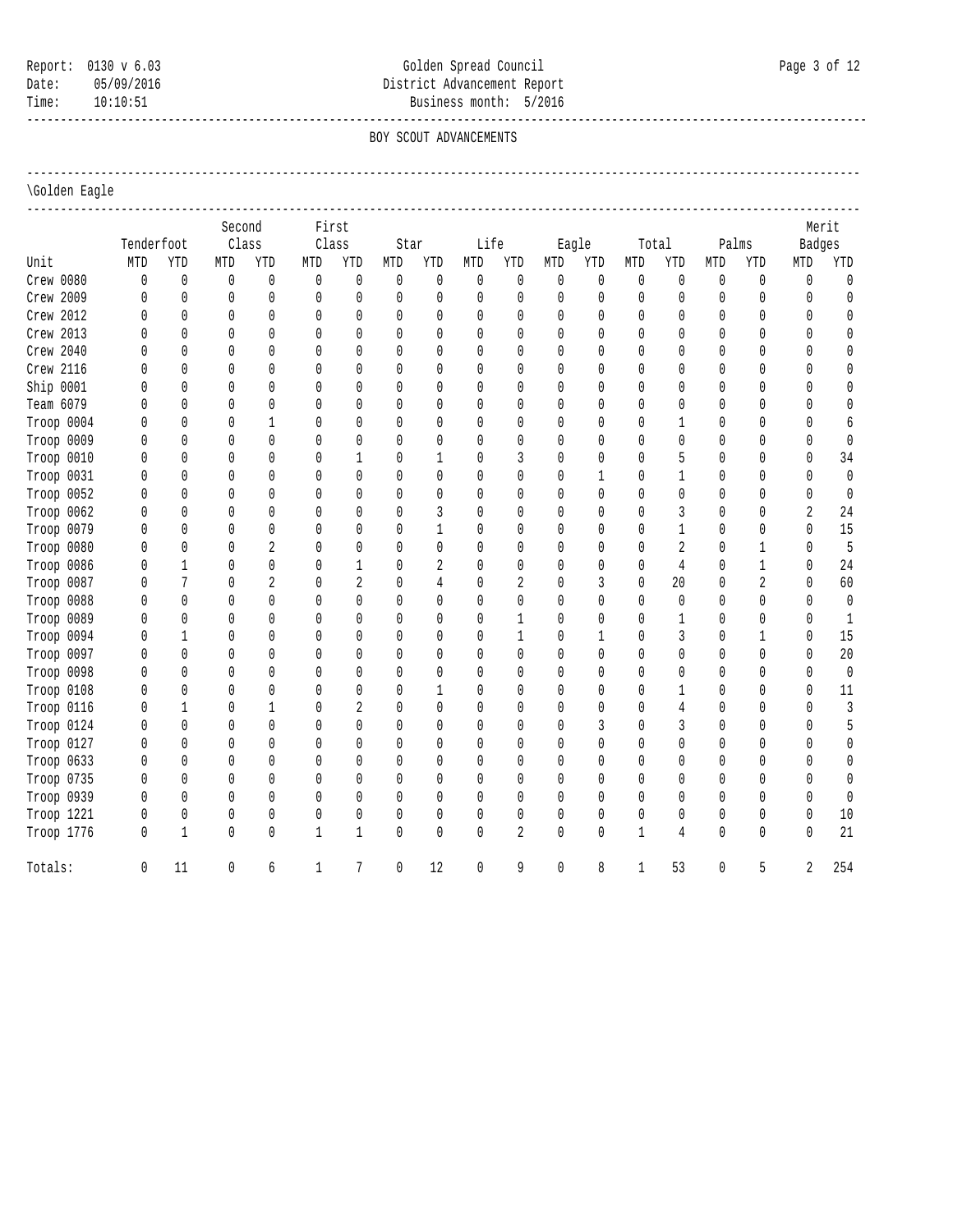Report: 0130 v 6.03

Date: 05/09/2016

Time: 10:10:51

# Golden Spread Council

## District Advancement Report

Business month: 5/2016

### BOY SCOUT ADVANCEMENTS

\Golden Eagle

| Unit | Tenderfoot | | Second Class | | First Class | | Star | | Life | | Eagle | | Total | | Palms | | Merit Badges | |
|---|---|---|---|---|---|---|---|---|---|---|---|---|---|---|---|---|---|---|
| | MTD | YTD | MTD | YTD | MTD | YTD | MTD | YTD | MTD | YTD | MTD | YTD | MTD | YTD | MTD | YTD | MTD | YTD |
| Crew 0080 | 0 | 0 | 0 | 0 | 0 | 0 | 0 | 0 | 0 | 0 | 0 | 0 | 0 | 0 | 0 | 0 | 0 | 0 |
| Crew 2009 | 0 | 0 | 0 | 0 | 0 | 0 | 0 | 0 | 0 | 0 | 0 | 0 | 0 | 0 | 0 | 0 | 0 | 0 |
| Crew 2012 | 0 | 0 | 0 | 0 | 0 | 0 | 0 | 0 | 0 | 0 | 0 | 0 | 0 | 0 | 0 | 0 | 0 | 0 |
| Crew 2013 | 0 | 0 | 0 | 0 | 0 | 0 | 0 | 0 | 0 | 0 | 0 | 0 | 0 | 0 | 0 | 0 | 0 | 0 |
| Crew 2040 | 0 | 0 | 0 | 0 | 0 | 0 | 0 | 0 | 0 | 0 | 0 | 0 | 0 | 0 | 0 | 0 | 0 | 0 |
| Crew 2116 | 0 | 0 | 0 | 0 | 0 | 0 | 0 | 0 | 0 | 0 | 0 | 0 | 0 | 0 | 0 | 0 | 0 | 0 |
| Ship 0001 | 0 | 0 | 0 | 0 | 0 | 0 | 0 | 0 | 0 | 0 | 0 | 0 | 0 | 0 | 0 | 0 | 0 | 0 |
| Team 6079 | 0 | 0 | 0 | 0 | 0 | 0 | 0 | 0 | 0 | 0 | 0 | 0 | 0 | 0 | 0 | 0 | 0 | 0 |
| Troop 0004 | 0 | 0 | 0 | 1 | 0 | 0 | 0 | 0 | 0 | 0 | 0 | 0 | 0 | 1 | 0 | 0 | 0 | 6 |
| Troop 0009 | 0 | 0 | 0 | 0 | 0 | 0 | 0 | 0 | 0 | 0 | 0 | 0 | 0 | 0 | 0 | 0 | 0 | 0 |
| Troop 0010 | 0 | 0 | 0 | 0 | 0 | 1 | 0 | 1 | 0 | 3 | 0 | 0 | 0 | 5 | 0 | 0 | 0 | 34 |
| Troop 0031 | 0 | 0 | 0 | 0 | 0 | 0 | 0 | 0 | 0 | 0 | 0 | 1 | 0 | 1 | 0 | 0 | 0 | 0 |
| Troop 0052 | 0 | 0 | 0 | 0 | 0 | 0 | 0 | 0 | 0 | 0 | 0 | 0 | 0 | 0 | 0 | 0 | 0 | 0 |
| Troop 0062 | 0 | 0 | 0 | 0 | 0 | 0 | 0 | 3 | 0 | 0 | 0 | 0 | 0 | 3 | 0 | 0 | 2 | 24 |
| Troop 0079 | 0 | 0 | 0 | 0 | 0 | 0 | 0 | 1 | 0 | 0 | 0 | 0 | 0 | 1 | 0 | 0 | 0 | 15 |
| Troop 0080 | 0 | 0 | 0 | 2 | 0 | 0 | 0 | 0 | 0 | 0 | 0 | 0 | 0 | 2 | 0 | 1 | 0 | 5 |
| Troop 0086 | 0 | 1 | 0 | 0 | 0 | 1 | 0 | 2 | 0 | 0 | 0 | 0 | 0 | 4 | 0 | 1 | 0 | 24 |
| Troop 0087 | 0 | 7 | 0 | 2 | 0 | 2 | 0 | 4 | 0 | 2 | 0 | 3 | 0 | 20 | 0 | 2 | 0 | 60 |
| Troop 0088 | 0 | 0 | 0 | 0 | 0 | 0 | 0 | 0 | 0 | 0 | 0 | 0 | 0 | 0 | 0 | 0 | 0 | 0 |
| Troop 0089 | 0 | 0 | 0 | 0 | 0 | 0 | 0 | 0 | 0 | 1 | 0 | 0 | 0 | 1 | 0 | 0 | 0 | 1 |
| Troop 0094 | 0 | 1 | 0 | 0 | 0 | 0 | 0 | 0 | 0 | 1 | 0 | 1 | 0 | 3 | 0 | 1 | 0 | 15 |
| Troop 0097 | 0 | 0 | 0 | 0 | 0 | 0 | 0 | 0 | 0 | 0 | 0 | 0 | 0 | 0 | 0 | 0 | 0 | 20 |
| Troop 0098 | 0 | 0 | 0 | 0 | 0 | 0 | 0 | 0 | 0 | 0 | 0 | 0 | 0 | 0 | 0 | 0 | 0 | 0 |
| Troop 0108 | 0 | 0 | 0 | 0 | 0 | 0 | 0 | 1 | 0 | 0 | 0 | 0 | 0 | 1 | 0 | 0 | 0 | 11 |
| Troop 0116 | 0 | 1 | 0 | 1 | 0 | 2 | 0 | 0 | 0 | 0 | 0 | 0 | 0 | 4 | 0 | 0 | 0 | 3 |
| Troop 0124 | 0 | 0 | 0 | 0 | 0 | 0 | 0 | 0 | 0 | 0 | 0 | 3 | 0 | 3 | 0 | 0 | 0 | 5 |
| Troop 0127 | 0 | 0 | 0 | 0 | 0 | 0 | 0 | 0 | 0 | 0 | 0 | 0 | 0 | 0 | 0 | 0 | 0 | 0 |
| Troop 0633 | 0 | 0 | 0 | 0 | 0 | 0 | 0 | 0 | 0 | 0 | 0 | 0 | 0 | 0 | 0 | 0 | 0 | 0 |
| Troop 0735 | 0 | 0 | 0 | 0 | 0 | 0 | 0 | 0 | 0 | 0 | 0 | 0 | 0 | 0 | 0 | 0 | 0 | 0 |
| Troop 0939 | 0 | 0 | 0 | 0 | 0 | 0 | 0 | 0 | 0 | 0 | 0 | 0 | 0 | 0 | 0 | 0 | 0 | 0 |
| Troop 1221 | 0 | 0 | 0 | 0 | 0 | 0 | 0 | 0 | 0 | 0 | 0 | 0 | 0 | 0 | 0 | 0 | 0 | 10 |
| Troop 1776 | 0 | 1 | 0 | 0 | 1 | 1 | 0 | 0 | 0 | 2 | 0 | 0 | 1 | 4 | 0 | 0 | 0 | 21 |
| Totals: | 0 | 11 | 0 | 6 | 1 | 7 | 0 | 12 | 0 | 9 | 0 | 8 | 1 | 53 | 0 | 5 | 2 | 254 |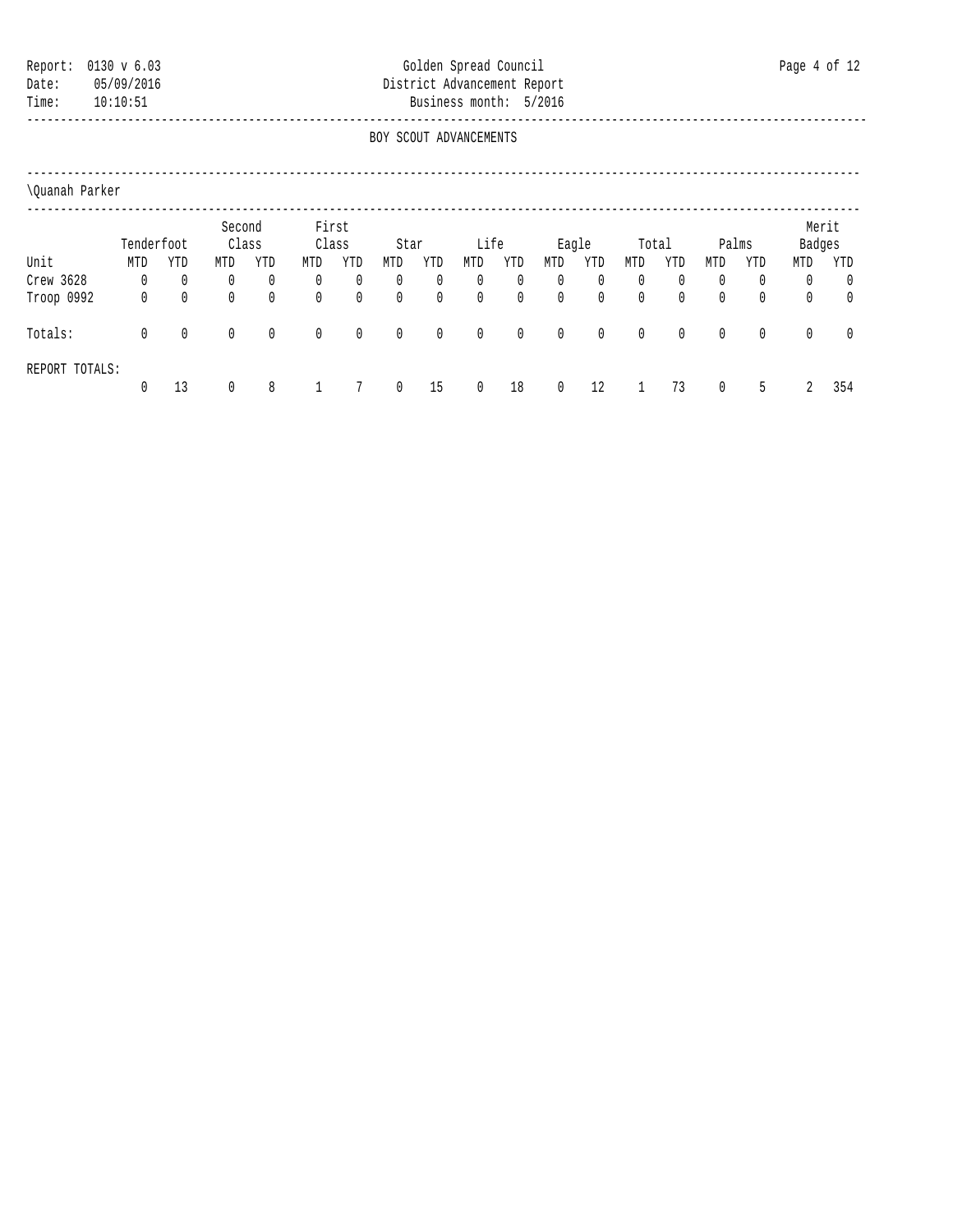Report: 0130 v 6.03
Date: 05/09/2016
Time: 10:10:51

# Golden Spread Council
## District Advancement Report
Business month: 5/2016

### BOY SCOUT ADVANCEMENTS

\Quanah Parker

| Unit | Tenderfoot | | Second Class | | First Class | | Star | | Life | | Eagle | | Total | | Palms | | Merit Badges | |
|---|---|---|---|---|---|---|---|---|---|---|---|---|---|---|---|---|---|---|
| | MTD | YTD | MTD | YTD | MTD | YTD | MTD | YTD | MTD | YTD | MTD | YTD | MTD | YTD | MTD | YTD | MTD | YTD |
| Crew 3628 | 0 | 0 | 0 | 0 | 0 | 0 | 0 | 0 | 0 | 0 | 0 | 0 | 0 | 0 | 0 | 0 | 0 | 0 |
| Troop 0992 | 0 | 0 | 0 | 0 | 0 | 0 | 0 | 0 | 0 | 0 | 0 | 0 | 0 | 0 | 0 | 0 | 0 | 0 |
| Totals: | 0 | 0 | 0 | 0 | 0 | 0 | 0 | 0 | 0 | 0 | 0 | 0 | 0 | 0 | 0 | 0 | 0 | 0 |
| REPORT TOTALS: | 0 | 13 | 0 | 8 | 1 | 7 | 0 | 15 | 0 | 18 | 0 | 12 | 1 | 73 | 0 | 5 | 2 | 354 |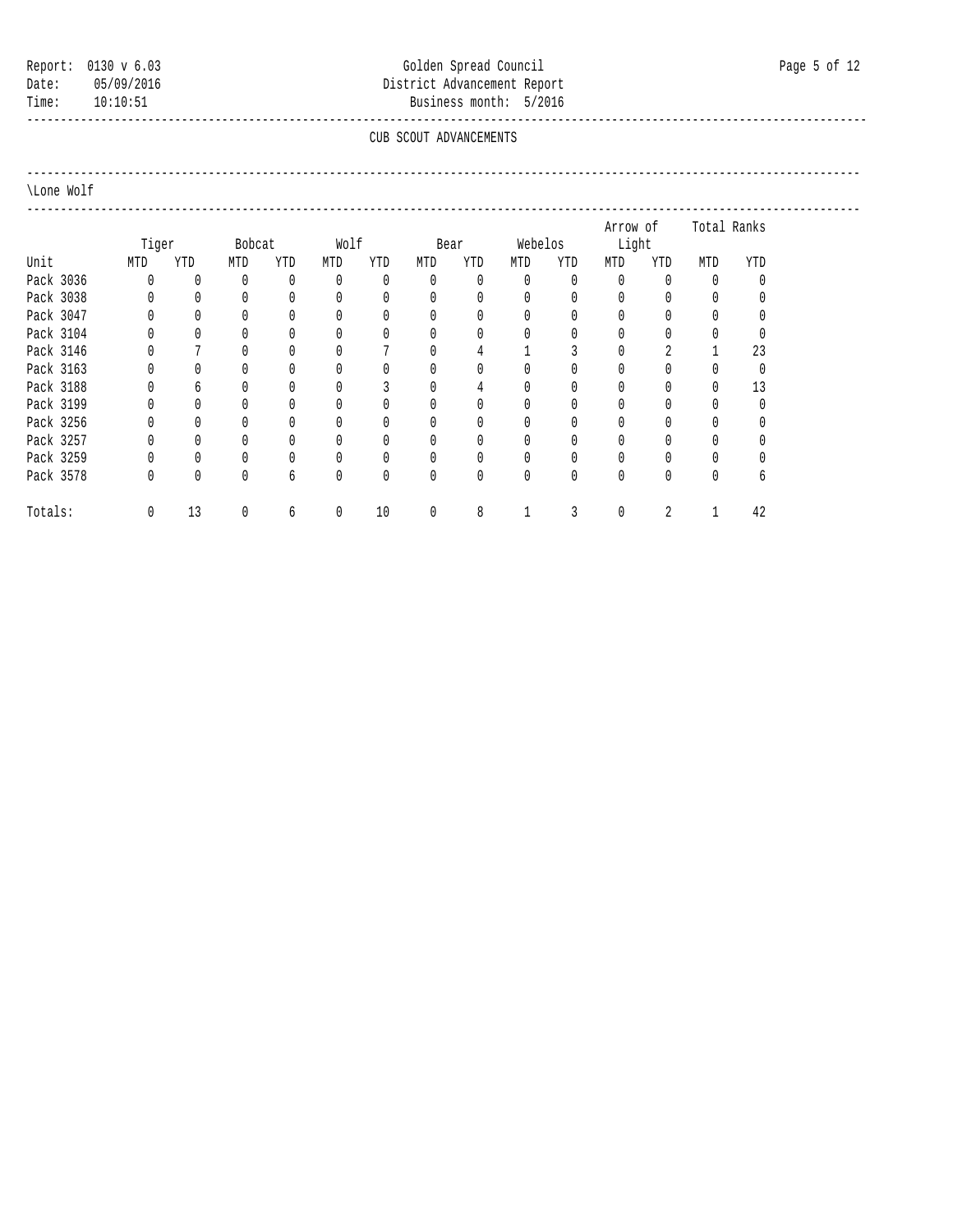Report: 0130 v 6.03
Date: 05/09/2016
Time: 10:10:51

Golden Spread Council
District Advancement Report
Business month: 5/2016

## CUB SCOUT ADVANCEMENTS

### \Lone Wolf

| Unit | Tiger | | Bobcat | | Wolf | | Bear | | Webelos | | Arrow of Light | | Total Ranks | |
|---|---|---|---|---|---|---|---|---|---|---|---|---|---|---|
| | MTD | YTD | MTD | YTD | MTD | YTD | MTD | YTD | MTD | YTD | MTD | YTD | MTD | YTD |
| Pack 3036 | 0 | 0 | 0 | 0 | 0 | 0 | 0 | 0 | 0 | 0 | 0 | 0 | 0 | 0 |
| Pack 3038 | 0 | 0 | 0 | 0 | 0 | 0 | 0 | 0 | 0 | 0 | 0 | 0 | 0 | 0 |
| Pack 3047 | 0 | 0 | 0 | 0 | 0 | 0 | 0 | 0 | 0 | 0 | 0 | 0 | 0 | 0 |
| Pack 3104 | 0 | 0 | 0 | 0 | 0 | 0 | 0 | 0 | 0 | 0 | 0 | 0 | 0 | 0 |
| Pack 3146 | 0 | 7 | 0 | 0 | 0 | 7 | 0 | 4 | 1 | 3 | 0 | 2 | 1 | 23 |
| Pack 3163 | 0 | 0 | 0 | 0 | 0 | 0 | 0 | 0 | 0 | 0 | 0 | 0 | 0 | 0 |
| Pack 3188 | 0 | 6 | 0 | 0 | 0 | 3 | 0 | 4 | 0 | 0 | 0 | 0 | 0 | 13 |
| Pack 3199 | 0 | 0 | 0 | 0 | 0 | 0 | 0 | 0 | 0 | 0 | 0 | 0 | 0 | 0 |
| Pack 3256 | 0 | 0 | 0 | 0 | 0 | 0 | 0 | 0 | 0 | 0 | 0 | 0 | 0 | 0 |
| Pack 3257 | 0 | 0 | 0 | 0 | 0 | 0 | 0 | 0 | 0 | 0 | 0 | 0 | 0 | 0 |
| Pack 3259 | 0 | 0 | 0 | 0 | 0 | 0 | 0 | 0 | 0 | 0 | 0 | 0 | 0 | 0 |
| Pack 3578 | 0 | 0 | 0 | 6 | 0 | 0 | 0 | 0 | 0 | 0 | 0 | 0 | 0 | 6 |
| Totals: | 0 | 13 | 0 | 6 | 0 | 10 | 0 | 8 | 1 | 3 | 0 | 2 | 1 | 42 |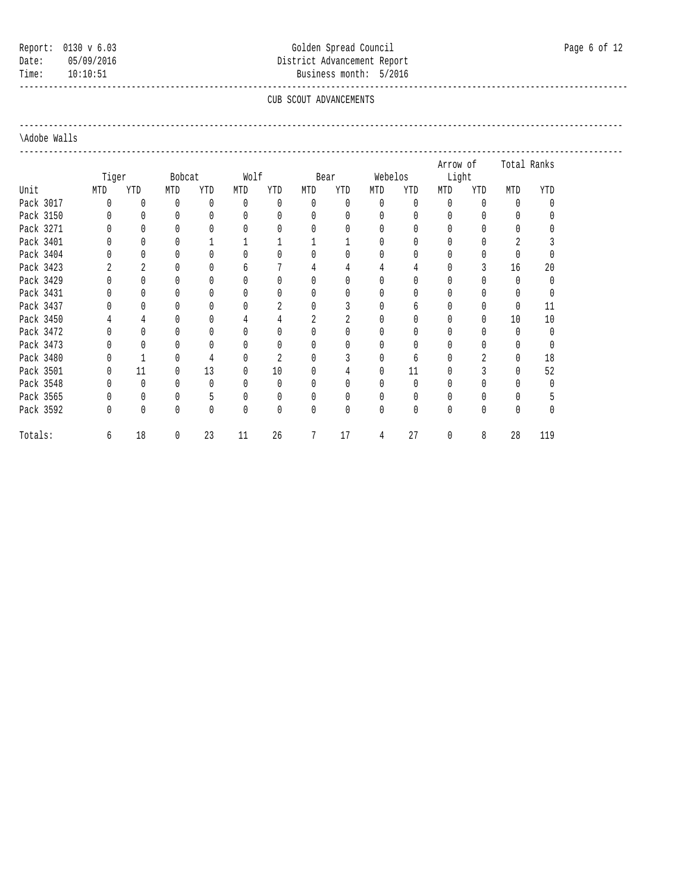Report: 0130 v 6.03
Date: 05/09/2016
Time: 10:10:51

# Golden Spread Council
## District Advancement Report
Business month: 5/2016

### CUB SCOUT ADVANCEMENTS

\Adobe Walls

| Unit | Tiger | | Bobcat | | Wolf | | Bear | | Webelos | | Arrow of Light | | Total Ranks | |
|---|---|---|---|---|---|---|---|---|---|---|---|---|---|---|
| | MTD | YTD | MTD | YTD | MTD | YTD | MTD | YTD | MTD | YTD | MTD | YTD | MTD | YTD |
| Pack 3017 | 0 | 0 | 0 | 0 | 0 | 0 | 0 | 0 | 0 | 0 | 0 | 0 | 0 | 0 |
| Pack 3150 | 0 | 0 | 0 | 0 | 0 | 0 | 0 | 0 | 0 | 0 | 0 | 0 | 0 | 0 |
| Pack 3271 | 0 | 0 | 0 | 0 | 0 | 0 | 0 | 0 | 0 | 0 | 0 | 0 | 0 | 0 |
| Pack 3401 | 0 | 0 | 0 | 1 | 1 | 1 | 1 | 1 | 0 | 0 | 0 | 0 | 2 | 3 |
| Pack 3404 | 0 | 0 | 0 | 0 | 0 | 0 | 0 | 0 | 0 | 0 | 0 | 0 | 0 | 0 |
| Pack 3423 | 2 | 2 | 0 | 0 | 6 | 7 | 4 | 4 | 4 | 4 | 0 | 3 | 16 | 20 |
| Pack 3429 | 0 | 0 | 0 | 0 | 0 | 0 | 0 | 0 | 0 | 0 | 0 | 0 | 0 | 0 |
| Pack 3431 | 0 | 0 | 0 | 0 | 0 | 0 | 0 | 0 | 0 | 0 | 0 | 0 | 0 | 0 |
| Pack 3437 | 0 | 0 | 0 | 0 | 0 | 2 | 0 | 3 | 0 | 6 | 0 | 0 | 0 | 11 |
| Pack 3450 | 4 | 4 | 0 | 0 | 4 | 4 | 2 | 2 | 0 | 0 | 0 | 0 | 10 | 10 |
| Pack 3472 | 0 | 0 | 0 | 0 | 0 | 0 | 0 | 0 | 0 | 0 | 0 | 0 | 0 | 0 |
| Pack 3473 | 0 | 0 | 0 | 0 | 0 | 0 | 0 | 0 | 0 | 0 | 0 | 0 | 0 | 0 |
| Pack 3480 | 0 | 1 | 0 | 4 | 0 | 2 | 0 | 3 | 0 | 6 | 0 | 2 | 0 | 18 |
| Pack 3501 | 0 | 11 | 0 | 13 | 0 | 10 | 0 | 4 | 0 | 11 | 0 | 3 | 0 | 52 |
| Pack 3548 | 0 | 0 | 0 | 0 | 0 | 0 | 0 | 0 | 0 | 0 | 0 | 0 | 0 | 0 |
| Pack 3565 | 0 | 0 | 0 | 5 | 0 | 0 | 0 | 0 | 0 | 0 | 0 | 0 | 0 | 5 |
| Pack 3592 | 0 | 0 | 0 | 0 | 0 | 0 | 0 | 0 | 0 | 0 | 0 | 0 | 0 | 0 |
| Totals: | 6 | 18 | 0 | 23 | 11 | 26 | 7 | 17 | 4 | 27 | 0 | 8 | 28 | 119 |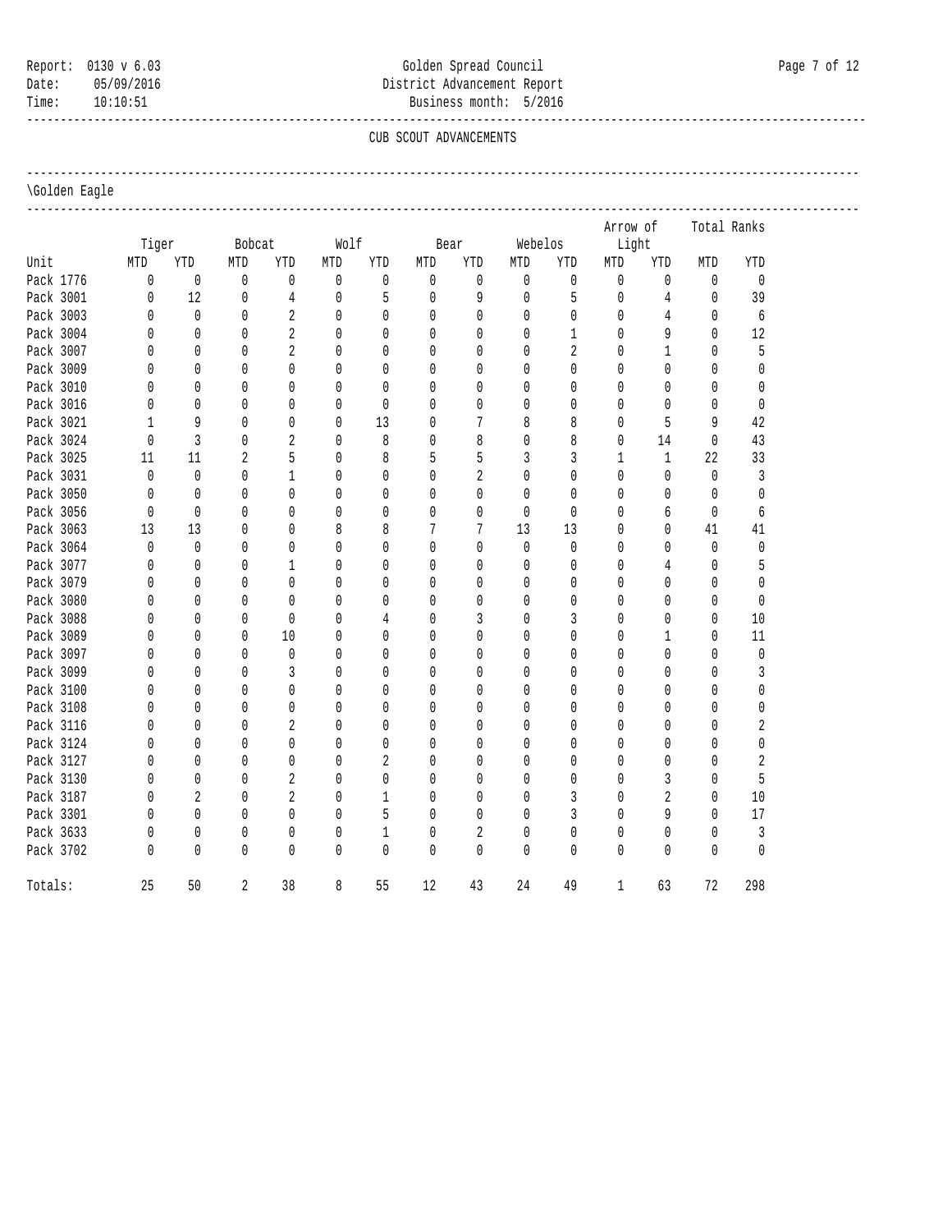Report: 0130 v 6.03
Date: 05/09/2016
Time: 10:10:51

Golden Spread Council
District Advancement Report
Business month: 5/2016

## CUB SCOUT ADVANCEMENTS

### \Golden Eagle

| Unit | Tiger | | Bobcat | | Wolf | | Bear | | Webelos | | Arrow of Light | | Total Ranks | |
|---|---|---|---|---|---|---|---|---|---|---|---|---|---|---|
| | MTD | YTD | MTD | YTD | MTD | YTD | MTD | YTD | MTD | YTD | MTD | YTD | MTD | YTD |
| Pack 1776 | 0 | 0 | 0 | 0 | 0 | 0 | 0 | 0 | 0 | 0 | 0 | 0 | 0 | 0 |
| Pack 3001 | 0 | 12 | 0 | 4 | 0 | 5 | 0 | 9 | 0 | 5 | 0 | 4 | 0 | 39 |
| Pack 3003 | 0 | 0 | 0 | 2 | 0 | 0 | 0 | 0 | 0 | 0 | 0 | 4 | 0 | 6 |
| Pack 3004 | 0 | 0 | 0 | 2 | 0 | 0 | 0 | 0 | 0 | 1 | 0 | 9 | 0 | 12 |
| Pack 3007 | 0 | 0 | 0 | 2 | 0 | 0 | 0 | 0 | 0 | 2 | 0 | 1 | 0 | 5 |
| Pack 3009 | 0 | 0 | 0 | 0 | 0 | 0 | 0 | 0 | 0 | 0 | 0 | 0 | 0 | 0 |
| Pack 3010 | 0 | 0 | 0 | 0 | 0 | 0 | 0 | 0 | 0 | 0 | 0 | 0 | 0 | 0 |
| Pack 3016 | 0 | 0 | 0 | 0 | 0 | 0 | 0 | 0 | 0 | 0 | 0 | 0 | 0 | 0 |
| Pack 3021 | 1 | 9 | 0 | 0 | 0 | 13 | 0 | 7 | 8 | 8 | 0 | 5 | 9 | 42 |
| Pack 3024 | 0 | 3 | 0 | 2 | 0 | 8 | 0 | 8 | 0 | 8 | 0 | 14 | 0 | 43 |
| Pack 3025 | 11 | 11 | 2 | 5 | 0 | 8 | 5 | 5 | 3 | 3 | 1 | 1 | 22 | 33 |
| Pack 3031 | 0 | 0 | 0 | 1 | 0 | 0 | 0 | 2 | 0 | 0 | 0 | 0 | 0 | 3 |
| Pack 3050 | 0 | 0 | 0 | 0 | 0 | 0 | 0 | 0 | 0 | 0 | 0 | 0 | 0 | 0 |
| Pack 3056 | 0 | 0 | 0 | 0 | 0 | 0 | 0 | 0 | 0 | 0 | 0 | 6 | 0 | 6 |
| Pack 3063 | 13 | 13 | 0 | 0 | 8 | 8 | 7 | 7 | 13 | 13 | 0 | 0 | 41 | 41 |
| Pack 3064 | 0 | 0 | 0 | 0 | 0 | 0 | 0 | 0 | 0 | 0 | 0 | 0 | 0 | 0 |
| Pack 3077 | 0 | 0 | 0 | 1 | 0 | 0 | 0 | 0 | 0 | 0 | 0 | 4 | 0 | 5 |
| Pack 3079 | 0 | 0 | 0 | 0 | 0 | 0 | 0 | 0 | 0 | 0 | 0 | 0 | 0 | 0 |
| Pack 3080 | 0 | 0 | 0 | 0 | 0 | 0 | 0 | 0 | 0 | 0 | 0 | 0 | 0 | 0 |
| Pack 3088 | 0 | 0 | 0 | 0 | 0 | 4 | 0 | 3 | 0 | 3 | 0 | 0 | 0 | 10 |
| Pack 3089 | 0 | 0 | 0 | 10 | 0 | 0 | 0 | 0 | 0 | 0 | 0 | 1 | 0 | 11 |
| Pack 3097 | 0 | 0 | 0 | 0 | 0 | 0 | 0 | 0 | 0 | 0 | 0 | 0 | 0 | 0 |
| Pack 3099 | 0 | 0 | 0 | 3 | 0 | 0 | 0 | 0 | 0 | 0 | 0 | 0 | 0 | 3 |
| Pack 3100 | 0 | 0 | 0 | 0 | 0 | 0 | 0 | 0 | 0 | 0 | 0 | 0 | 0 | 0 |
| Pack 3108 | 0 | 0 | 0 | 0 | 0 | 0 | 0 | 0 | 0 | 0 | 0 | 0 | 0 | 0 |
| Pack 3116 | 0 | 0 | 0 | 2 | 0 | 0 | 0 | 0 | 0 | 0 | 0 | 0 | 0 | 2 |
| Pack 3124 | 0 | 0 | 0 | 0 | 0 | 0 | 0 | 0 | 0 | 0 | 0 | 0 | 0 | 0 |
| Pack 3127 | 0 | 0 | 0 | 0 | 0 | 2 | 0 | 0 | 0 | 0 | 0 | 0 | 0 | 2 |
| Pack 3130 | 0 | 0 | 0 | 2 | 0 | 0 | 0 | 0 | 0 | 0 | 0 | 3 | 0 | 5 |
| Pack 3187 | 0 | 2 | 0 | 2 | 0 | 1 | 0 | 0 | 0 | 3 | 0 | 2 | 0 | 10 |
| Pack 3301 | 0 | 0 | 0 | 0 | 0 | 5 | 0 | 0 | 0 | 3 | 0 | 9 | 0 | 17 |
| Pack 3633 | 0 | 0 | 0 | 0 | 0 | 1 | 0 | 2 | 0 | 0 | 0 | 0 | 0 | 3 |
| Pack 3702 | 0 | 0 | 0 | 0 | 0 | 0 | 0 | 0 | 0 | 0 | 0 | 0 | 0 | 0 |
| Totals: | 25 | 50 | 2 | 38 | 8 | 55 | 12 | 43 | 24 | 49 | 1 | 63 | 72 | 298 |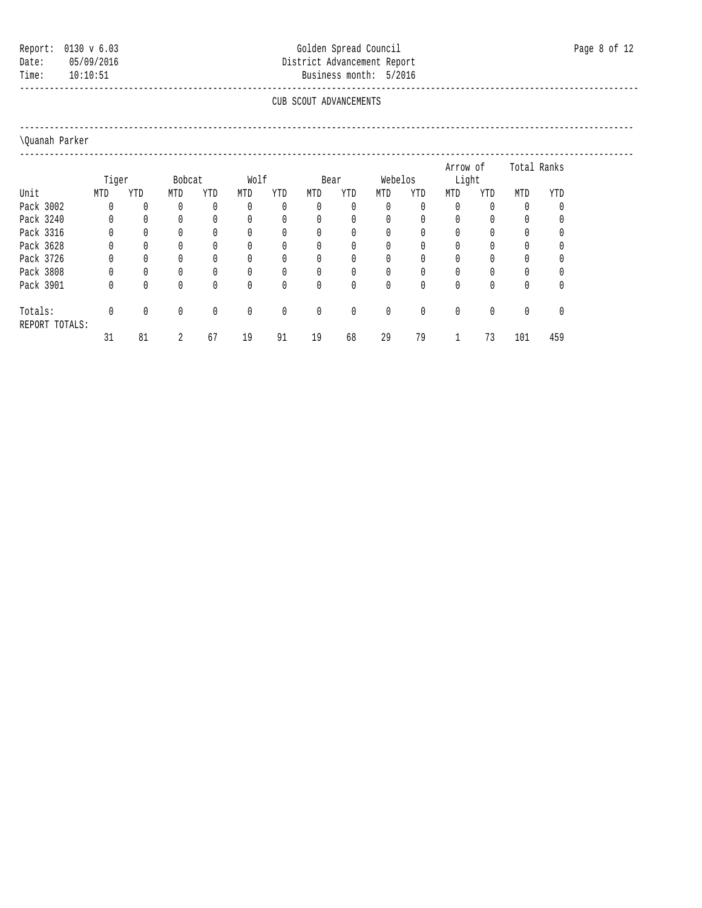Report: 0130 v 6.03
Date: 05/09/2016
Time: 10:10:51

Golden Spread Council
District Advancement Report
Business month: 5/2016

## CUB SCOUT ADVANCEMENTS

### \Quanah Parker

| Unit | Tiger | | Bobcat | | Wolf | | Bear | | Webelos | | Arrow of Light | | Total Ranks | |
|---|---|---|---|---|---|---|---|---|---|---|---|---|---|---|
| | MTD | YTD | MTD | YTD | MTD | YTD | MTD | YTD | MTD | YTD | MTD | YTD | MTD | YTD |
| Pack 3002 | 0 | 0 | 0 | 0 | 0 | 0 | 0 | 0 | 0 | 0 | 0 | 0 | 0 | 0 |
| Pack 3240 | 0 | 0 | 0 | 0 | 0 | 0 | 0 | 0 | 0 | 0 | 0 | 0 | 0 | 0 |
| Pack 3316 | 0 | 0 | 0 | 0 | 0 | 0 | 0 | 0 | 0 | 0 | 0 | 0 | 0 | 0 |
| Pack 3628 | 0 | 0 | 0 | 0 | 0 | 0 | 0 | 0 | 0 | 0 | 0 | 0 | 0 | 0 |
| Pack 3726 | 0 | 0 | 0 | 0 | 0 | 0 | 0 | 0 | 0 | 0 | 0 | 0 | 0 | 0 |
| Pack 3808 | 0 | 0 | 0 | 0 | 0 | 0 | 0 | 0 | 0 | 0 | 0 | 0 | 0 | 0 |
| Pack 3901 | 0 | 0 | 0 | 0 | 0 | 0 | 0 | 0 | 0 | 0 | 0 | 0 | 0 | 0 |
| Totals: | 0 | 0 | 0 | 0 | 0 | 0 | 0 | 0 | 0 | 0 | 0 | 0 | 0 | 0 |
| REPORT TOTALS: | 31 | 81 | 2 | 67 | 19 | 91 | 19 | 68 | 29 | 79 | 1 | 73 | 101 | 459 |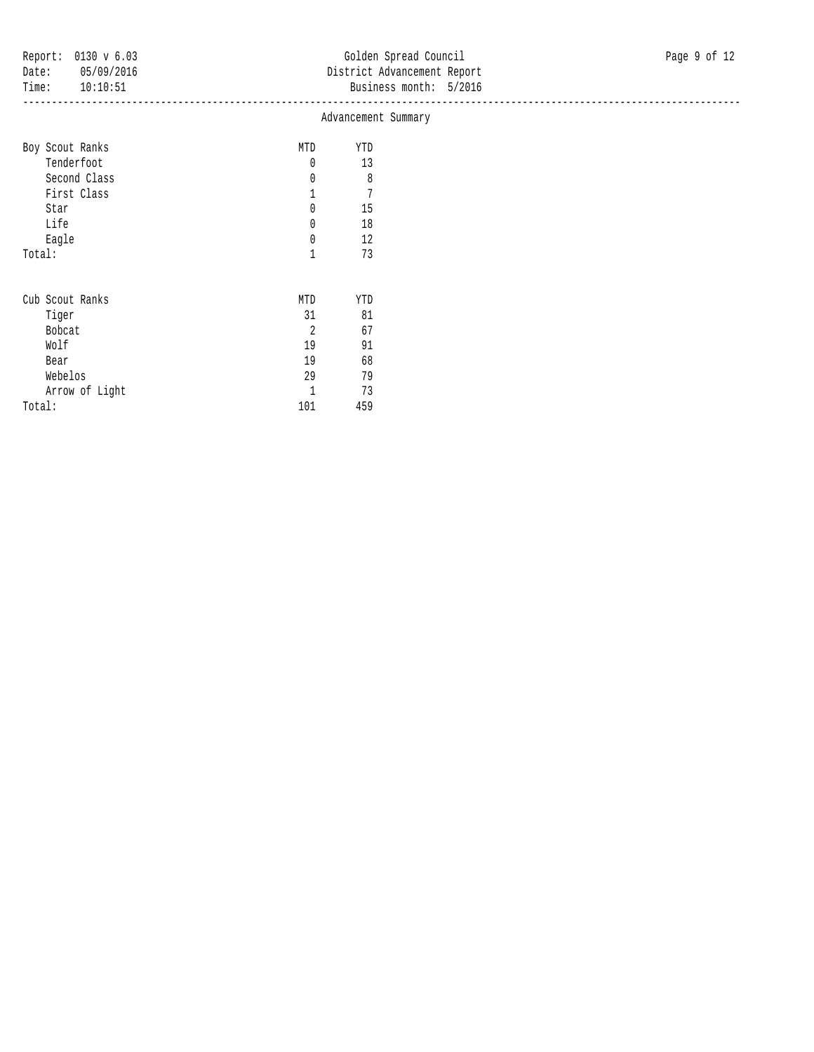## Advancement Summary

| Boy Scout Ranks | MTD | YTD |
|---|---|---|
| Tenderfoot | 0 | 13 |
| Second Class | 0 | 8 |
| First Class | 1 | 7 |
| Star | 0 | 15 |
| Life | 0 | 18 |
| Eagle | 0 | 12 |
| Total: | 1 | 73 |

| Cub Scout Ranks | MTD | YTD |
|---|---|---|
| Tiger | 31 | 81 |
| Bobcat | 2 | 67 |
| Wolf | 19 | 91 |
| Bear | 19 | 68 |
| Webelos | 29 | 79 |
| Arrow of Light | 1 | 73 |
| Total: | 101 | 459 |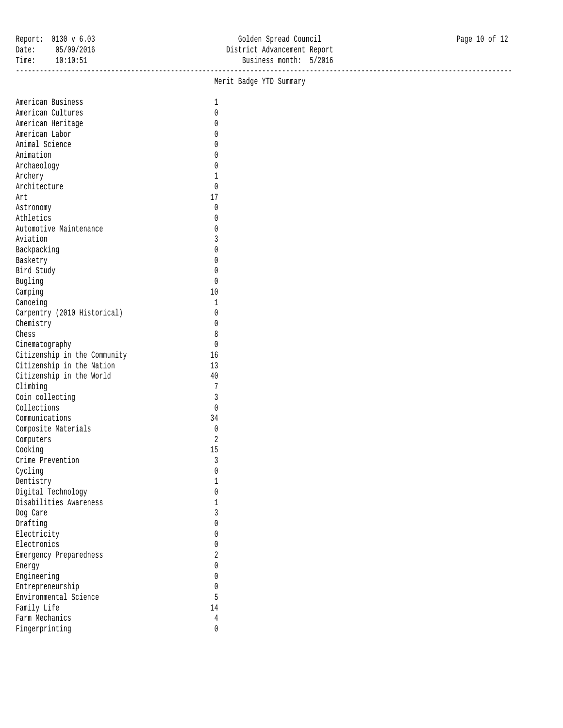## Merit Badge YTD Summary

| Merit Badge | Count |
|---|---|
| American Business | 1 |
| American Cultures | 0 |
| American Heritage | 0 |
| American Labor | 0 |
| Animal Science | 0 |
| Animation | 0 |
| Archaeology | 0 |
| Archery | 1 |
| Architecture | 0 |
| Art | 17 |
| Astronomy | 0 |
| Athletics | 0 |
| Automotive Maintenance | 0 |
| Aviation | 3 |
| Backpacking | 0 |
| Basketry | 0 |
| Bird Study | 0 |
| Bugling | 0 |
| Camping | 10 |
| Canoeing | 1 |
| Carpentry (2010 Historical) | 0 |
| Chemistry | 0 |
| Chess | 8 |
| Cinematography | 0 |
| Citizenship in the Community | 16 |
| Citizenship in the Nation | 13 |
| Citizenship in the World | 40 |
| Climbing | 7 |
| Coin collecting | 3 |
| Collections | 0 |
| Communications | 34 |
| Composite Materials | 0 |
| Computers | 2 |
| Cooking | 15 |
| Crime Prevention | 3 |
| Cycling | 0 |
| Dentistry | 1 |
| Digital Technology | 0 |
| Disabilities Awareness | 1 |
| Dog Care | 3 |
| Drafting | 0 |
| Electricity | 0 |
| Electronics | 0 |
| Emergency Preparedness | 2 |
| Energy | 0 |
| Engineering | 0 |
| Entrepreneurship | 0 |
| Environmental Science | 5 |
| Family Life | 14 |
| Farm Mechanics | 4 |
| Fingerprinting | 0 |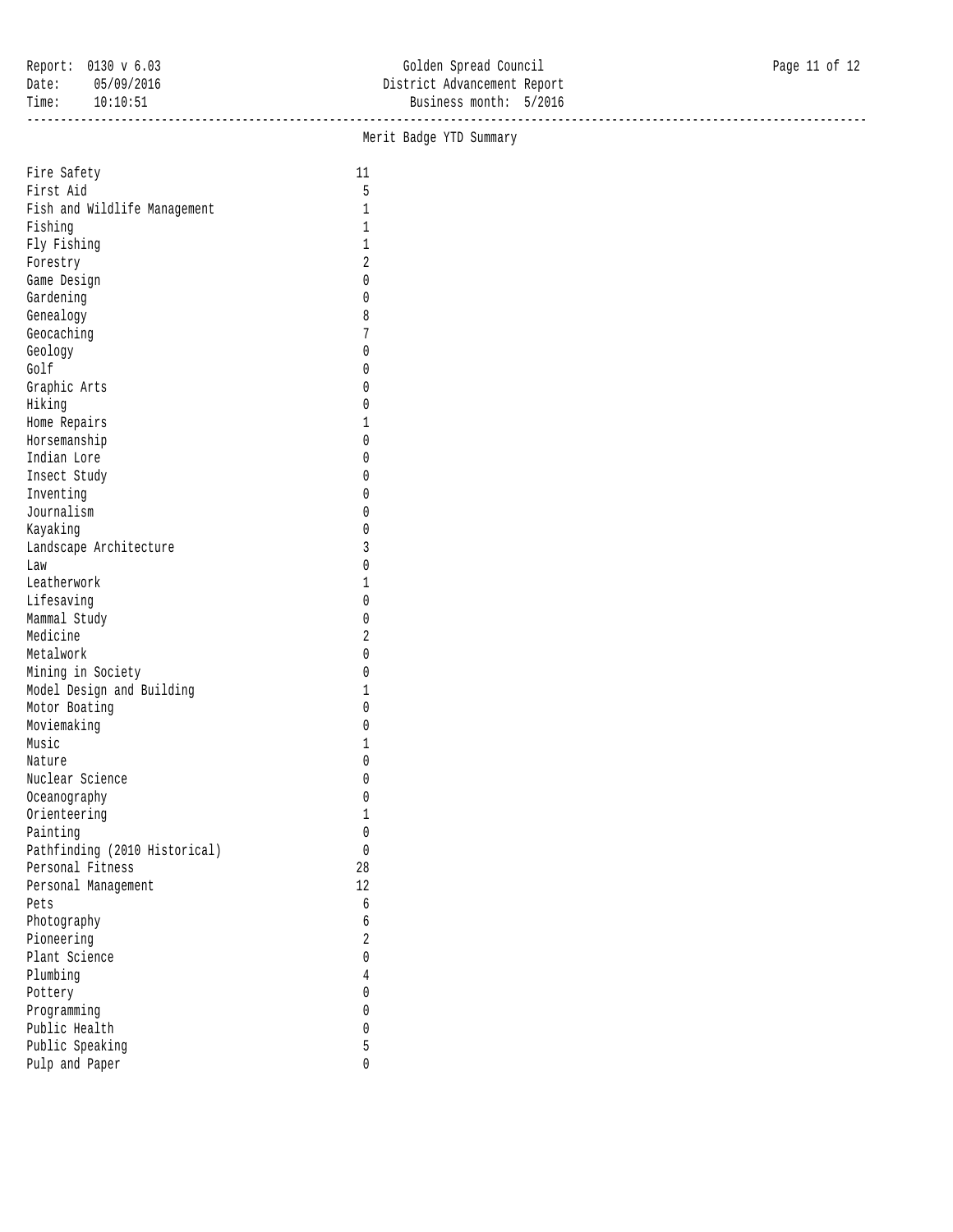## Merit Badge YTD Summary

| Merit Badge | Count |
|---|---|
| Fire Safety | 11 |
| First Aid | 5 |
| Fish and Wildlife Management | 1 |
| Fishing | 1 |
| Fly Fishing | 1 |
| Forestry | 2 |
| Game Design | 0 |
| Gardening | 0 |
| Genealogy | 8 |
| Geocaching | 7 |
| Geology | 0 |
| Golf | 0 |
| Graphic Arts | 0 |
| Hiking | 0 |
| Home Repairs | 1 |
| Horsemanship | 0 |
| Indian Lore | 0 |
| Insect Study | 0 |
| Inventing | 0 |
| Journalism | 0 |
| Kayaking | 0 |
| Landscape Architecture | 3 |
| Law | 0 |
| Leatherwork | 1 |
| Lifesaving | 0 |
| Mammal Study | 0 |
| Medicine | 2 |
| Metalwork | 0 |
| Mining in Society | 0 |
| Model Design and Building | 1 |
| Motor Boating | 0 |
| Moviemaking | 0 |
| Music | 1 |
| Nature | 0 |
| Nuclear Science | 0 |
| Oceanography | 0 |
| Orienteering | 1 |
| Painting | 0 |
| Pathfinding (2010 Historical) | 0 |
| Personal Fitness | 28 |
| Personal Management | 12 |
| Pets | 6 |
| Photography | 6 |
| Pioneering | 2 |
| Plant Science | 0 |
| Plumbing | 4 |
| Pottery | 0 |
| Programming | 0 |
| Public Health | 0 |
| Public Speaking | 5 |
| Pulp and Paper | 0 |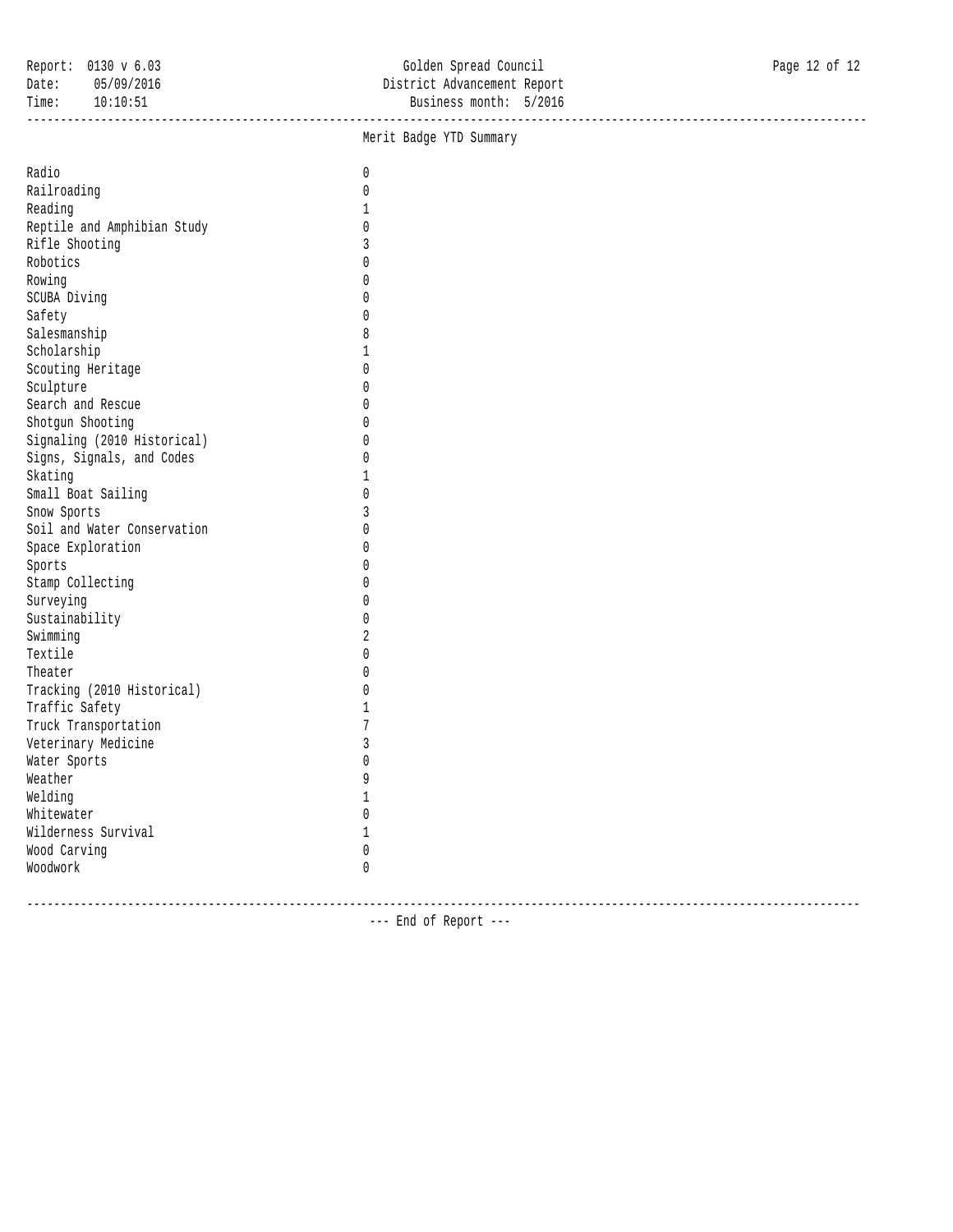## Merit Badge YTD Summary

| | |
|---|---|
| Radio | 0 |
| Railroading | 0 |
| Reading | 1 |
| Reptile and Amphibian Study | 0 |
| Rifle Shooting | 3 |
| Robotics | 0 |
| Rowing | 0 |
| SCUBA Diving | 0 |
| Safety | 0 |
| Salesmanship | 8 |
| Scholarship | 1 |
| Scouting Heritage | 0 |
| Sculpture | 0 |
| Search and Rescue | 0 |
| Shotgun Shooting | 0 |
| Signaling (2010 Historical) | 0 |
| Signs, Signals, and Codes | 0 |
| Skating | 1 |
| Small Boat Sailing | 0 |
| Snow Sports | 3 |
| Soil and Water Conservation | 0 |
| Space Exploration | 0 |
| Sports | 0 |
| Stamp Collecting | 0 |
| Surveying | 0 |
| Sustainability | 0 |
| Swimming | 2 |
| Textile | 0 |
| Theater | 0 |
| Tracking (2010 Historical) | 0 |
| Traffic Safety | 1 |
| Truck Transportation | 7 |
| Veterinary Medicine | 3 |
| Water Sports | 0 |
| Weather | 9 |
| Welding | 1 |
| Whitewater | 0 |
| Wilderness Survival | 1 |
| Wood Carving | 0 |
| Woodwork | 0 |

--- End of Report ---